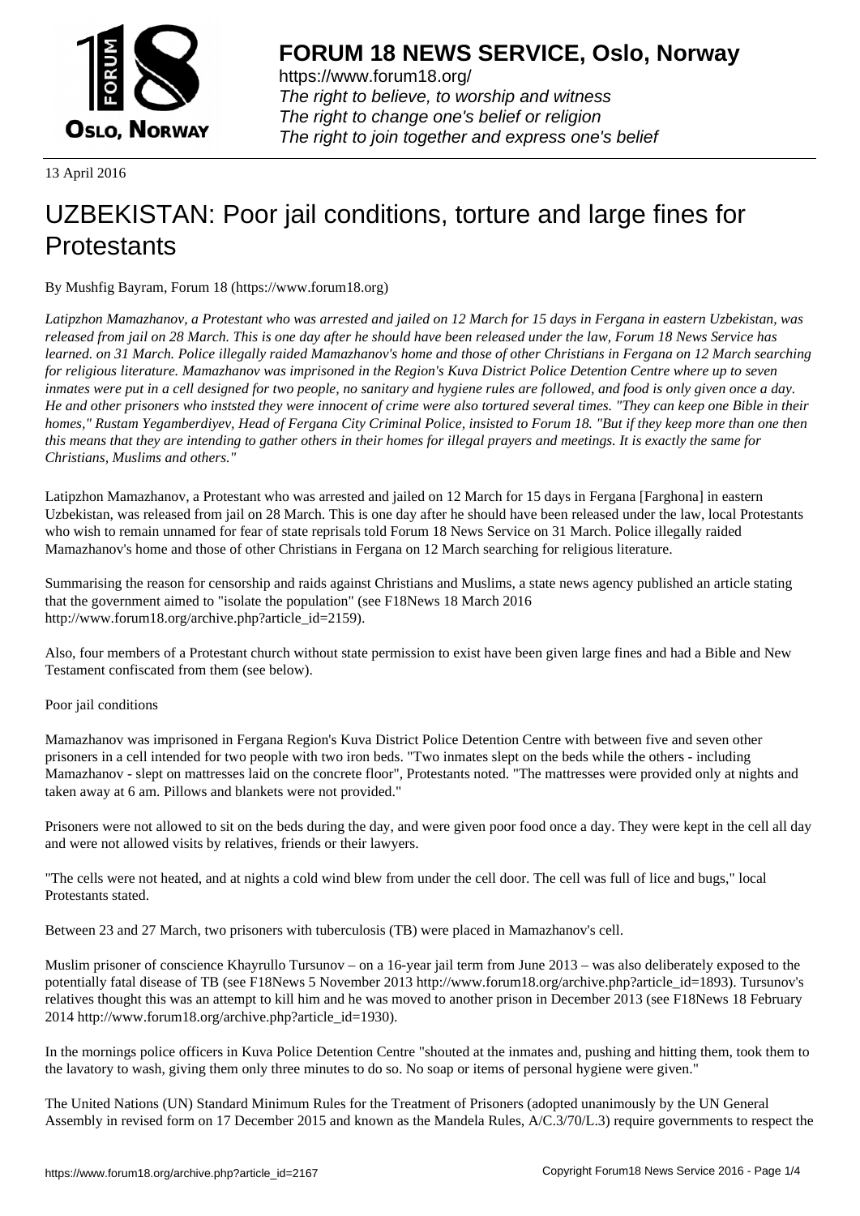# FORUM 18 NEWS SERVICE, Oslo, Norway

https://www.forum18.org/
*The right to believe, to worship and witness*
*The right to change one's belief or religion*
*The right to join together and express one's belief*

13 April 2016

# UZBEKISTAN: Poor jail conditions, torture and large fines for Protestants

By Mushfig Bayram, Forum 18 (https://www.forum18.org)

*Latipzhon Mamazhanov, a Protestant who was arrested and jailed on 12 March for 15 days in Fergana in eastern Uzbekistan, was released from jail on 28 March. This is one day after he should have been released under the law, Forum 18 News Service has learned. on 31 March. Police illegally raided Mamazhanov's home and those of other Christians in Fergana on 12 March searching for religious literature. Mamazhanov was imprisoned in the Region's Kuva District Police Detention Centre where up to seven inmates were put in a cell designed for two people, no sanitary and hygiene rules are followed, and food is only given once a day. He and other prisoners who inststed they were innocent of crime were also tortured several times. "They can keep one Bible in their homes," Rustam Yegamberdiyev, Head of Fergana City Criminal Police, insisted to Forum 18. "But if they keep more than one then this means that they are intending to gather others in their homes for illegal prayers and meetings. It is exactly the same for Christians, Muslims and others."*

Latipzhon Mamazhanov, a Protestant who was arrested and jailed on 12 March for 15 days in Fergana [Farghona] in eastern Uzbekistan, was released from jail on 28 March. This is one day after he should have been released under the law, local Protestants who wish to remain unnamed for fear of state reprisals told Forum 18 News Service on 31 March. Police illegally raided Mamazhanov's home and those of other Christians in Fergana on 12 March searching for religious literature.

Summarising the reason for censorship and raids against Christians and Muslims, a state news agency published an article stating that the government aimed to "isolate the population" (see F18News 18 March 2016 http://www.forum18.org/archive.php?article_id=2159).

Also, four members of a Protestant church without state permission to exist have been given large fines and had a Bible and New Testament confiscated from them (see below).

Poor jail conditions

Mamazhanov was imprisoned in Fergana Region's Kuva District Police Detention Centre with between five and seven other prisoners in a cell intended for two people with two iron beds. "Two inmates slept on the beds while the others - including Mamazhanov - slept on mattresses laid on the concrete floor", Protestants noted. "The mattresses were provided only at nights and taken away at 6 am. Pillows and blankets were not provided."

Prisoners were not allowed to sit on the beds during the day, and were given poor food once a day. They were kept in the cell all day and were not allowed visits by relatives, friends or their lawyers.

"The cells were not heated, and at nights a cold wind blew from under the cell door. The cell was full of lice and bugs," local Protestants stated.

Between 23 and 27 March, two prisoners with tuberculosis (TB) were placed in Mamazhanov's cell.

Muslim prisoner of conscience Khayrullo Tursunov – on a 16-year jail term from June 2013 – was also deliberately exposed to the potentially fatal disease of TB (see F18News 5 November 2013 http://www.forum18.org/archive.php?article_id=1893). Tursunov's relatives thought this was an attempt to kill him and he was moved to another prison in December 2013 (see F18News 18 February 2014 http://www.forum18.org/archive.php?article_id=1930).

In the mornings police officers in Kuva Police Detention Centre "shouted at the inmates and, pushing and hitting them, took them to the lavatory to wash, giving them only three minutes to do so. No soap or items of personal hygiene were given."

The United Nations (UN) Standard Minimum Rules for the Treatment of Prisoners (adopted unanimously by the UN General Assembly in revised form on 17 December 2015 and known as the Mandela Rules, A/C.3/70/L.3) require governments to respect the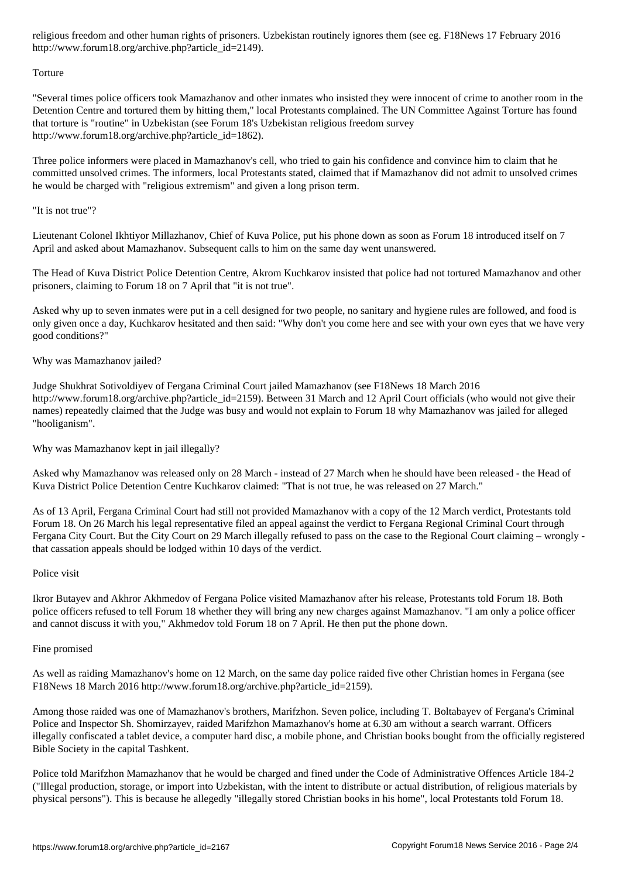religious freedom and other human rights of prisoners. Uzbekistan routinely ignores them (see eg. F18News 17 February 2016 http://www.forum18.org/archive.php?article_id=2149).

## Torture

"Several times police officers took Mamazhanov and other inmates who insisted they were innocent of crime to another room in the Detention Centre and tortured them by hitting them," local Protestants complained. The UN Committee Against Torture has found that torture is "routine" in Uzbekistan (see Forum 18's Uzbekistan religious freedom survey http://www.forum18.org/archive.php?article_id=1862).

Three police informers were placed in Mamazhanov's cell, who tried to gain his confidence and convince him to claim that he committed unsolved crimes. The informers, local Protestants stated, claimed that if Mamazhanov did not admit to unsolved crimes he would be charged with "religious extremism" and given a long prison term.

## "It is not true"?

Lieutenant Colonel Ikhtiyor Millazhanov, Chief of Kuva Police, put his phone down as soon as Forum 18 introduced itself on 7 April and asked about Mamazhanov. Subsequent calls to him on the same day went unanswered.

The Head of Kuva District Police Detention Centre, Akrom Kuchkarov insisted that police had not tortured Mamazhanov and other prisoners, claiming to Forum 18 on 7 April that "it is not true".

Asked why up to seven inmates were put in a cell designed for two people, no sanitary and hygiene rules are followed, and food is only given once a day, Kuchkarov hesitated and then said: "Why don't you come here and see with your own eyes that we have very good conditions?"

## Why was Mamazhanov jailed?

Judge Shukhrat Sotivoldiyev of Fergana Criminal Court jailed Mamazhanov (see F18News 18 March 2016 http://www.forum18.org/archive.php?article_id=2159). Between 31 March and 12 April Court officials (who would not give their names) repeatedly claimed that the Judge was busy and would not explain to Forum 18 why Mamazhanov was jailed for alleged "hooliganism".

## Why was Mamazhanov kept in jail illegally?

Asked why Mamazhanov was released only on 28 March - instead of 27 March when he should have been released - the Head of Kuva District Police Detention Centre Kuchkarov claimed: "That is not true, he was released on 27 March."

As of 13 April, Fergana Criminal Court had still not provided Mamazhanov with a copy of the 12 March verdict, Protestants told Forum 18. On 26 March his legal representative filed an appeal against the verdict to Fergana Regional Criminal Court through Fergana City Court. But the City Court on 29 March illegally refused to pass on the case to the Regional Court claiming – wrongly - that cassation appeals should be lodged within 10 days of the verdict.

## Police visit

Ikror Butayev and Akhror Akhmedov of Fergana Police visited Mamazhanov after his release, Protestants told Forum 18. Both police officers refused to tell Forum 18 whether they will bring any new charges against Mamazhanov. "I am only a police officer and cannot discuss it with you," Akhmedov told Forum 18 on 7 April. He then put the phone down.

## Fine promised

As well as raiding Mamazhanov's home on 12 March, on the same day police raided five other Christian homes in Fergana (see F18News 18 March 2016 http://www.forum18.org/archive.php?article_id=2159).

Among those raided was one of Mamazhanov's brothers, Marifzhon. Seven police, including T. Boltabayev of Fergana's Criminal Police and Inspector Sh. Shomirzayev, raided Marifzhon Mamazhanov's home at 6.30 am without a search warrant. Officers illegally confiscated a tablet device, a computer hard disc, a mobile phone, and Christian books bought from the officially registered Bible Society in the capital Tashkent.

Police told Marifzhon Mamazhanov that he would be charged and fined under the Code of Administrative Offences Article 184-2 ("Illegal production, storage, or import into Uzbekistan, with the intent to distribute or actual distribution, of religious materials by physical persons"). This is because he allegedly "illegally stored Christian books in his home", local Protestants told Forum 18.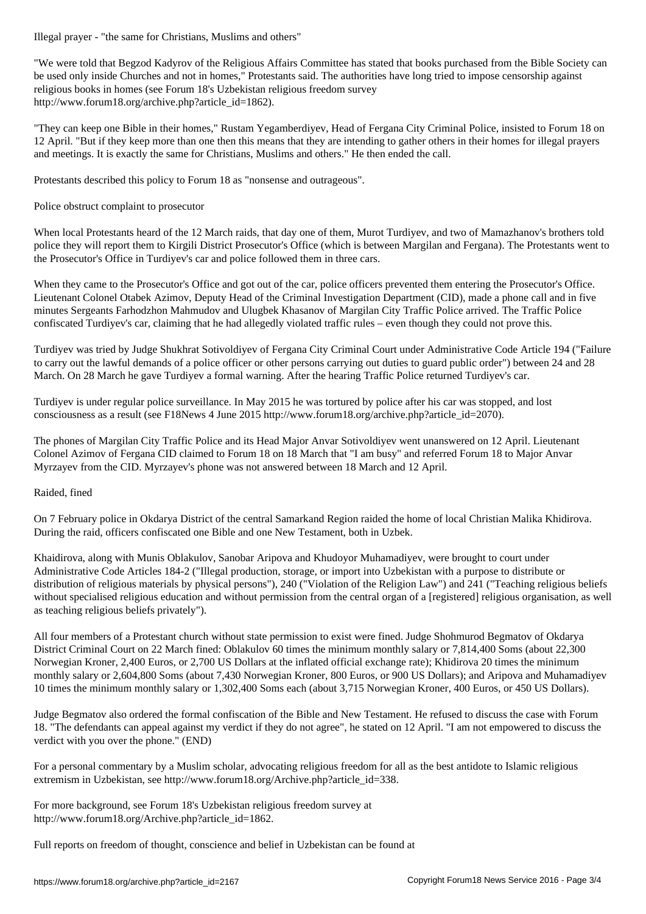## Illegal prayer - "the same for Christians, Muslims and others"

"We were told that Begzod Kadyrov of the Religious Affairs Committee has stated that books purchased from the Bible Society can be used only inside Churches and not in homes," Protestants said. The authorities have long tried to impose censorship against religious books in homes (see Forum 18's Uzbekistan religious freedom survey http://www.forum18.org/archive.php?article_id=1862).

"They can keep one Bible in their homes," Rustam Yegamberdiyev, Head of Fergana City Criminal Police, insisted to Forum 18 on 12 April. "But if they keep more than one then this means that they are intending to gather others in their homes for illegal prayers and meetings. It is exactly the same for Christians, Muslims and others." He then ended the call.

Protestants described this policy to Forum 18 as "nonsense and outrageous".

## Police obstruct complaint to prosecutor

When local Protestants heard of the 12 March raids, that day one of them, Murot Turdiyev, and two of Mamazhanov's brothers told police they will report them to Kirgili District Prosecutor's Office (which is between Margilan and Fergana). The Protestants went to the Prosecutor's Office in Turdiyev's car and police followed them in three cars.

When they came to the Prosecutor's Office and got out of the car, police officers prevented them entering the Prosecutor's Office. Lieutenant Colonel Otabek Azimov, Deputy Head of the Criminal Investigation Department (CID), made a phone call and in five minutes Sergeants Farhodzhon Mahmudov and Ulugbek Khasanov of Margilan City Traffic Police arrived. The Traffic Police confiscated Turdiyev's car, claiming that he had allegedly violated traffic rules – even though they could not prove this.

Turdiyev was tried by Judge Shukhrat Sotivoldiyev of Fergana City Criminal Court under Administrative Code Article 194 ("Failure to carry out the lawful demands of a police officer or other persons carrying out duties to guard public order") between 24 and 28 March. On 28 March he gave Turdiyev a formal warning. After the hearing Traffic Police returned Turdiyev's car.

Turdiyev is under regular police surveillance. In May 2015 he was tortured by police after his car was stopped, and lost consciousness as a result (see F18News 4 June 2015 http://www.forum18.org/archive.php?article_id=2070).

The phones of Margilan City Traffic Police and its Head Major Anvar Sotivoldiyev went unanswered on 12 April. Lieutenant Colonel Azimov of Fergana CID claimed to Forum 18 on 18 March that "I am busy" and referred Forum 18 to Major Anvar Myrzayev from the CID. Myrzayev's phone was not answered between 18 March and 12 April.

## Raided, fined

On 7 February police in Okdarya District of the central Samarkand Region raided the home of local Christian Malika Khidirova. During the raid, officers confiscated one Bible and one New Testament, both in Uzbek.

Khaidirova, along with Munis Oblakulov, Sanobar Aripova and Khudoyor Muhamadiyev, were brought to court under Administrative Code Articles 184-2 ("Illegal production, storage, or import into Uzbekistan with a purpose to distribute or distribution of religious materials by physical persons"), 240 ("Violation of the Religion Law") and 241 ("Teaching religious beliefs without specialised religious education and without permission from the central organ of a [registered] religious organisation, as well as teaching religious beliefs privately").

All four members of a Protestant church without state permission to exist were fined. Judge Shohmurod Begmatov of Okdarya District Criminal Court on 22 March fined: Oblakulov 60 times the minimum monthly salary or 7,814,400 Soms (about 22,300 Norwegian Kroner, 2,400 Euros, or 2,700 US Dollars at the inflated official exchange rate); Khidirova 20 times the minimum monthly salary or 2,604,800 Soms (about 7,430 Norwegian Kroner, 800 Euros, or 900 US Dollars); and Aripova and Muhamadiyev 10 times the minimum monthly salary or 1,302,400 Soms each (about 3,715 Norwegian Kroner, 400 Euros, or 450 US Dollars).

Judge Begmatov also ordered the formal confiscation of the Bible and New Testament. He refused to discuss the case with Forum 18. "The defendants can appeal against my verdict if they do not agree", he stated on 12 April. "I am not empowered to discuss the verdict with you over the phone." (END)

For a personal commentary by a Muslim scholar, advocating religious freedom for all as the best antidote to Islamic religious extremism in Uzbekistan, see http://www.forum18.org/Archive.php?article_id=338.

For more background, see Forum 18's Uzbekistan religious freedom survey at http://www.forum18.org/Archive.php?article_id=1862.

Full reports on freedom of thought, conscience and belief in Uzbekistan can be found at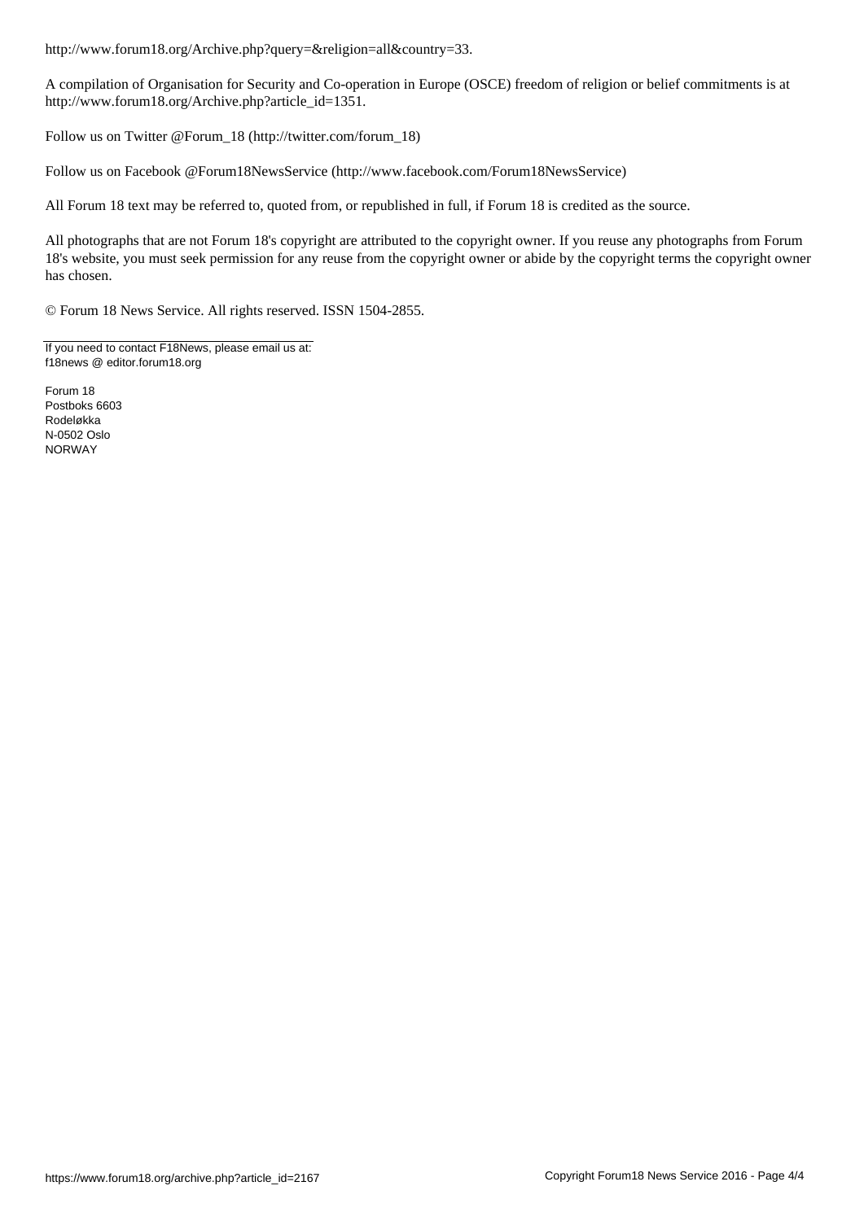http://www.forum18.org/Archive.php?query=&religion=all&country=33.

A compilation of Organisation for Security and Co-operation in Europe (OSCE) freedom of religion or belief commitments is at http://www.forum18.org/Archive.php?article_id=1351.

Follow us on Twitter @Forum_18 (http://twitter.com/forum_18)

Follow us on Facebook @Forum18NewsService (http://www.facebook.com/Forum18NewsService)

All Forum 18 text may be referred to, quoted from, or republished in full, if Forum 18 is credited as the source.

All photographs that are not Forum 18's copyright are attributed to the copyright owner. If you reuse any photographs from Forum 18's website, you must seek permission for any reuse from the copyright owner or abide by the copyright terms the copyright owner has chosen.

© Forum 18 News Service. All rights reserved. ISSN 1504-2855.

If you need to contact F18News, please email us at:
f18news @ editor.forum18.org

Forum 18
Postboks 6603
Rodeløkka
N-0502 Oslo
NORWAY